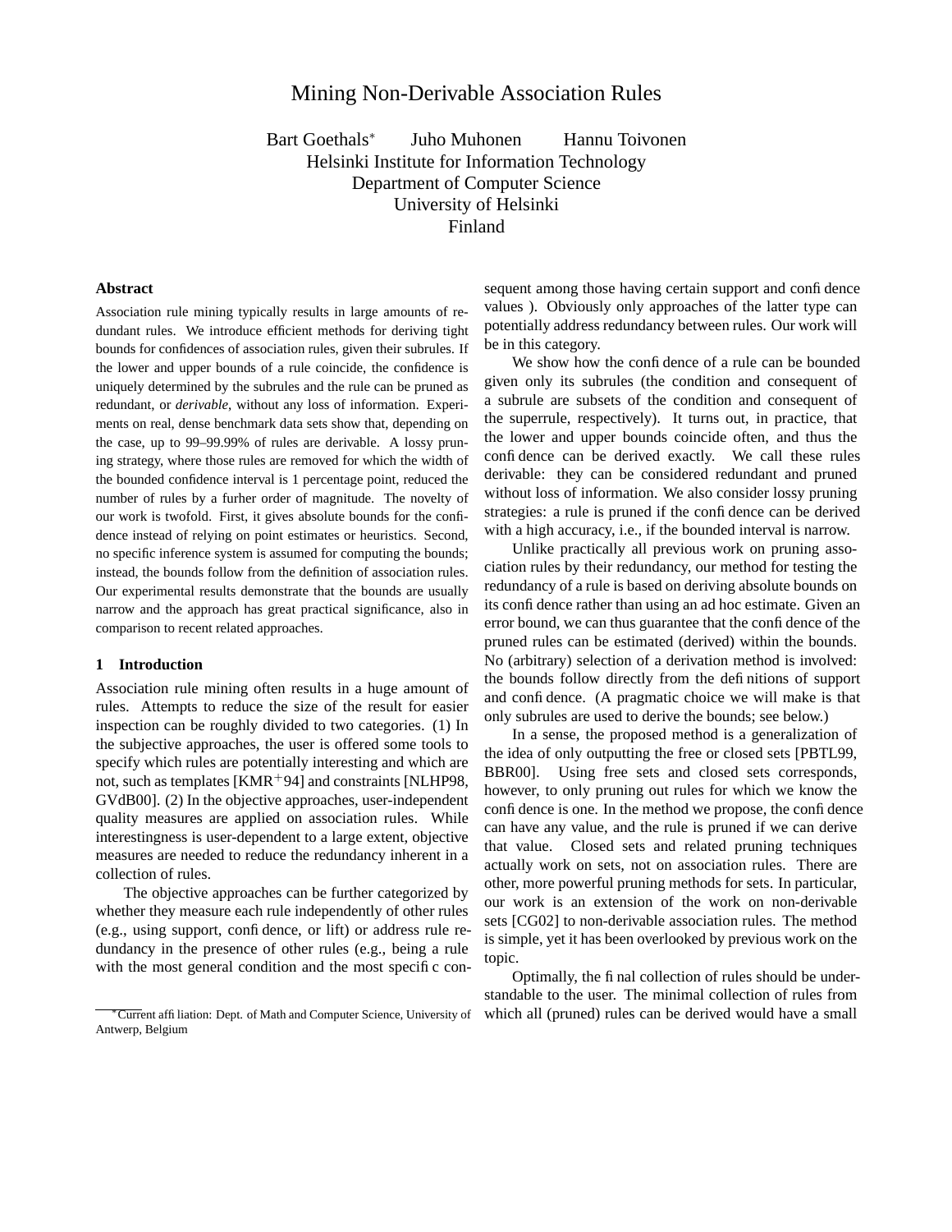# Mining Non-Derivable Association Rules

Bart Goethals* Juho Muhonen Hannu Toivonen
Helsinki Institute for Information Technology
Department of Computer Science
University of Helsinki
Finland

### Abstract

Association rule mining typically results in large amounts of redundant rules. We introduce efficient methods for deriving tight bounds for confidences of association rules, given their subrules. If the lower and upper bounds of a rule coincide, the confidence is uniquely determined by the subrules and the rule can be pruned as redundant, or *derivable*, without any loss of information. Experiments on real, dense benchmark data sets show that, depending on the case, up to 99–99.99% of rules are derivable. A lossy pruning strategy, where those rules are removed for which the width of the bounded confidence interval is 1 percentage point, reduced the number of rules by a furher order of magnitude. The novelty of our work is twofold. First, it gives absolute bounds for the confidence instead of relying on point estimates or heuristics. Second, no specific inference system is assumed for computing the bounds; instead, the bounds follow from the definition of association rules. Our experimental results demonstrate that the bounds are usually narrow and the approach has great practical significance, also in comparison to recent related approaches.

## 1 Introduction

Association rule mining often results in a huge amount of rules. Attempts to reduce the size of the result for easier inspection can be roughly divided to two categories. (1) In the subjective approaches, the user is offered some tools to specify which rules are potentially interesting and which are not, such as templates [KMR+94] and constraints [NLHP98, GVdB00]. (2) In the objective approaches, user-independent quality measures are applied on association rules. While interestingness is user-dependent to a large extent, objective measures are needed to reduce the redundancy inherent in a collection of rules.

The objective approaches can be further categorized by whether they measure each rule independently of other rules (e.g., using support, confidence, or lift) or address rule redundancy in the presence of other rules (e.g., being a rule with the most general condition and the most specific consequent among those having certain support and confidence values ). Obviously only approaches of the latter type can potentially address redundancy between rules. Our work will be in this category.

We show how the confidence of a rule can be bounded given only its subrules (the condition and consequent of a subrule are subsets of the condition and consequent of the superrule, respectively). It turns out, in practice, that the lower and upper bounds coincide often, and thus the confidence can be derived exactly. We call these rules derivable: they can be considered redundant and pruned without loss of information. We also consider lossy pruning strategies: a rule is pruned if the confidence can be derived with a high accuracy, i.e., if the bounded interval is narrow.

Unlike practically all previous work on pruning association rules by their redundancy, our method for testing the redundancy of a rule is based on deriving absolute bounds on its confidence rather than using an ad hoc estimate. Given an error bound, we can thus guarantee that the confidence of the pruned rules can be estimated (derived) within the bounds. No (arbitrary) selection of a derivation method is involved: the bounds follow directly from the definitions of support and confidence. (A pragmatic choice we will make is that only subrules are used to derive the bounds; see below.)

In a sense, the proposed method is a generalization of the idea of only outputting the free or closed sets [PBTL99, BBR00]. Using free sets and closed sets corresponds, however, to only pruning out rules for which we know the confidence is one. In the method we propose, the confidence can have any value, and the rule is pruned if we can derive that value. Closed sets and related pruning techniques actually work on sets, not on association rules. There are other, more powerful pruning methods for sets. In particular, our work is an extension of the work on non-derivable sets [CG02] to non-derivable association rules. The method is simple, yet it has been overlooked by previous work on the topic.

Optimally, the final collection of rules should be understandable to the user. The minimal collection of rules from which all (pruned) rules can be derived would have a small

*Current affiliation: Dept. of Math and Computer Science, University of Antwerp, Belgium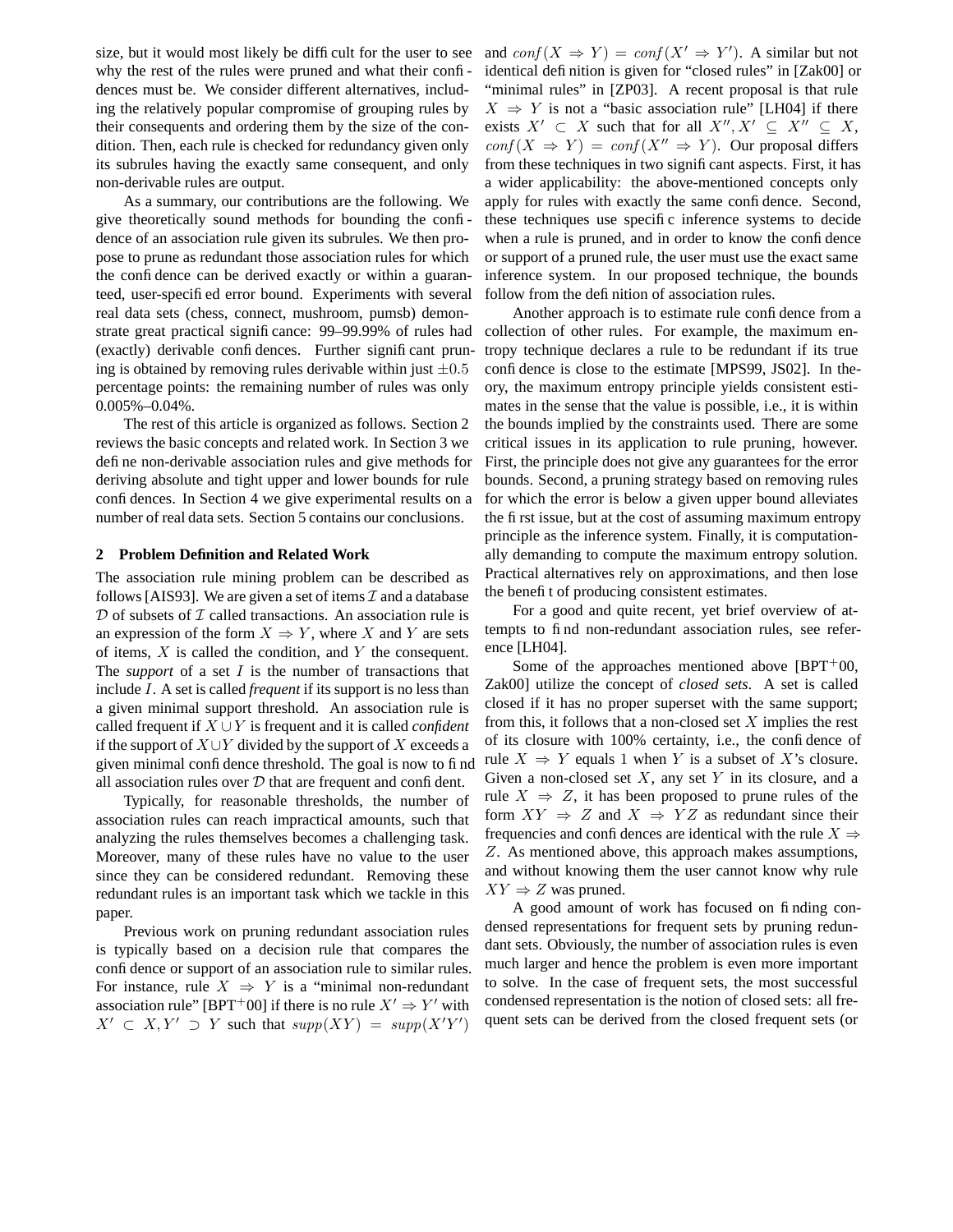size, but it would most likely be difficult for the user to see why the rest of the rules were pruned and what their confidences must be. We consider different alternatives, including the relatively popular compromise of grouping rules by their consequents and ordering them by the size of the condition. Then, each rule is checked for redundancy given only its subrules having the exactly same consequent, and only non-derivable rules are output.

As a summary, our contributions are the following. We give theoretically sound methods for bounding the confidence of an association rule given its subrules. We then propose to prune as redundant those association rules for which the confidence can be derived exactly or within a guaranteed, user-specified error bound. Experiments with several real data sets (chess, connect, mushroom, pumsb) demonstrate great practical significance: 99–99.99% of rules had (exactly) derivable confidences. Further significant pruning is obtained by removing rules derivable within just $\pm 0.5$ percentage points: the remaining number of rules was only 0.005%–0.04%.

The rest of this article is organized as follows. Section 2 reviews the basic concepts and related work. In Section 3 we define non-derivable association rules and give methods for deriving absolute and tight upper and lower bounds for rule confidences. In Section 4 we give experimental results on a number of real data sets. Section 5 contains our conclusions.

## 2 Problem Definition and Related Work

The association rule mining problem can be described as follows [AIS93]. We are given a set of items $\mathcal{I}$ and a database $\mathcal{D}$ of subsets of $\mathcal{I}$ called transactions. An association rule is an expression of the form $X \Rightarrow Y$, where $X$ and $Y$ are sets of items, $X$ is called the condition, and $Y$ the consequent. The *support* of a set $I$ is the number of transactions that include $I$. A set is called *frequent* if its support is no less than a given minimal support threshold. An association rule is called frequent if $X \cup Y$ is frequent and it is called *confident* if the support of $X \cup Y$ divided by the support of $X$ exceeds a given minimal confidence threshold. The goal is now to find all association rules over $\mathcal{D}$ that are frequent and confident.

Typically, for reasonable thresholds, the number of association rules can reach impractical amounts, such that analyzing the rules themselves becomes a challenging task. Moreover, many of these rules have no value to the user since they can be considered redundant. Removing these redundant rules is an important task which we tackle in this paper.

Previous work on pruning redundant association rules is typically based on a decision rule that compares the confidence or support of an association rule to similar rules. For instance, rule $X \Rightarrow Y$ is a "minimal non-redundant association rule" [BPT+00] if there is no rule $X' \Rightarrow Y'$ with $X' \subset X, Y' \supset Y$ such that $supp(XY) = supp(X'Y')$ and $conf(X \Rightarrow Y) = conf(X' \Rightarrow Y')$. A similar but not identical definition is given for "closed rules" in [Zak00] or "minimal rules" in [ZP03]. A recent proposal is that rule $X \Rightarrow Y$ is not a "basic association rule" [LH04] if there exists $X' \subset X$ such that for all $X'', X' \subseteq X'' \subseteq X$, $conf(X \Rightarrow Y) = conf(X'' \Rightarrow Y)$. Our proposal differs from these techniques in two significant aspects. First, it has a wider applicability: the above-mentioned concepts only apply for rules with exactly the same confidence. Second, these techniques use specific inference systems to decide when a rule is pruned, and in order to know the confidence or support of a pruned rule, the user must use the exact same inference system. In our proposed technique, the bounds follow from the definition of association rules.

Another approach is to estimate rule confidence from a collection of other rules. For example, the maximum entropy technique declares a rule to be redundant if its true confidence is close to the estimate [MPS99, JS02]. In theory, the maximum entropy principle yields consistent estimates in the sense that the value is possible, i.e., it is within the bounds implied by the constraints used. There are some critical issues in its application to rule pruning, however. First, the principle does not give any guarantees for the error bounds. Second, a pruning strategy based on removing rules for which the error is below a given upper bound alleviates the first issue, but at the cost of assuming maximum entropy principle as the inference system. Finally, it is computationally demanding to compute the maximum entropy solution. Practical alternatives rely on approximations, and then lose the benefit of producing consistent estimates.

For a good and quite recent, yet brief overview of attempts to find non-redundant association rules, see reference [LH04].

Some of the approaches mentioned above [BPT+00, Zak00] utilize the concept of *closed sets*. A set is called closed if it has no proper superset with the same support; from this, it follows that a non-closed set $X$ implies the rest of its closure with 100% certainty, i.e., the confidence of rule $X \Rightarrow Y$ equals 1 when $Y$ is a subset of $X$'s closure. Given a non-closed set $X$, any set $Y$ in its closure, and a rule $X \Rightarrow Z$, it has been proposed to prune rules of the form $XY \Rightarrow Z$ and $X \Rightarrow YZ$ as redundant since their frequencies and confidences are identical with the rule $X \Rightarrow Z$. As mentioned above, this approach makes assumptions, and without knowing them the user cannot know why rule $XY \Rightarrow Z$ was pruned.

A good amount of work has focused on finding condensed representations for frequent sets by pruning redundant sets. Obviously, the number of association rules is even much larger and hence the problem is even more important to solve. In the case of frequent sets, the most successful condensed representation is the notion of closed sets: all frequent sets can be derived from the closed frequent sets (or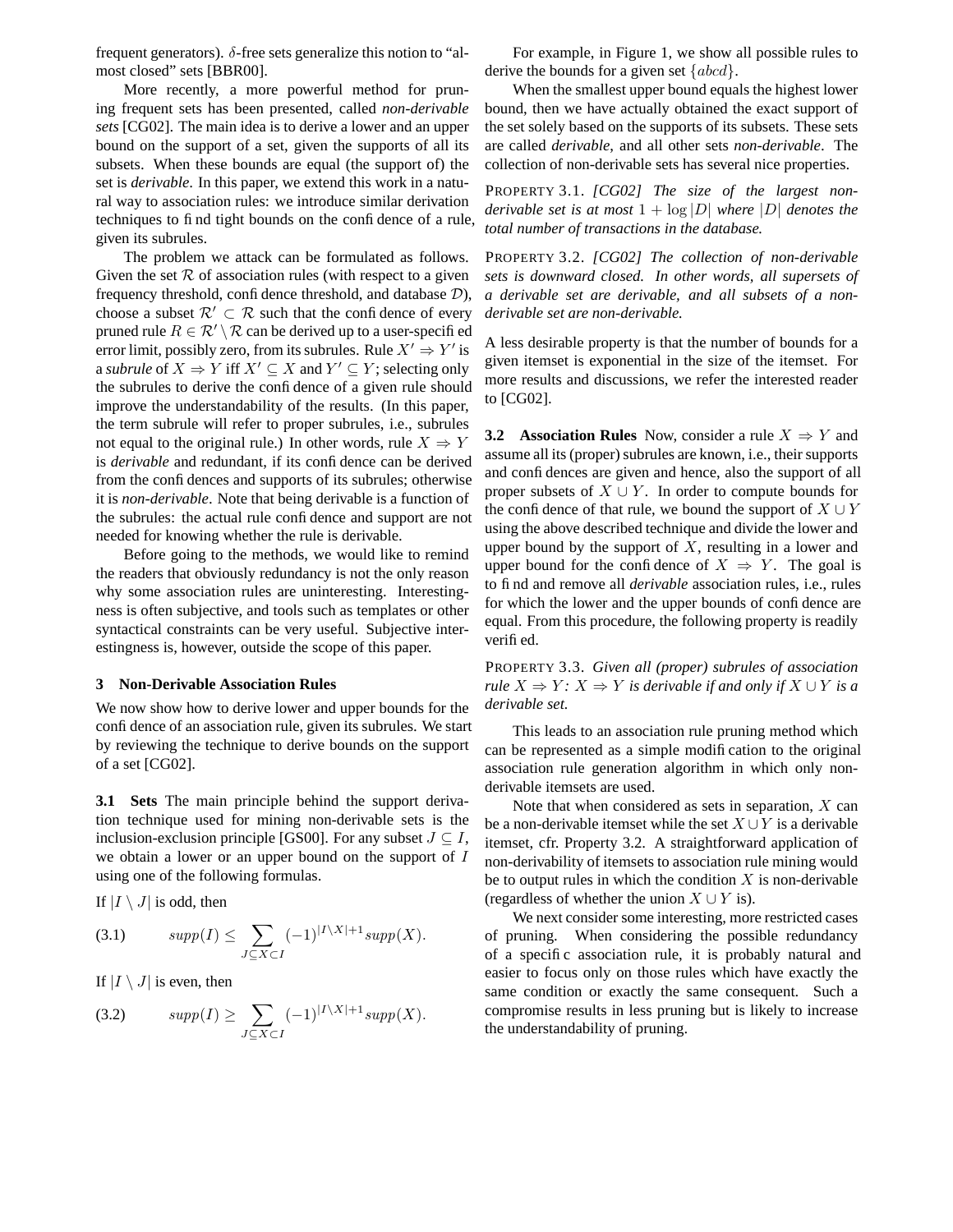frequent generators). $\delta$-free sets generalize this notion to "almost closed" sets [BBR00].

More recently, a more powerful method for pruning frequent sets has been presented, called *non-derivable sets* [CG02]. The main idea is to derive a lower and an upper bound on the support of a set, given the supports of all its subsets. When these bounds are equal (the support of) the set is *derivable*. In this paper, we extend this work in a natural way to association rules: we introduce similar derivation techniques to find tight bounds on the confidence of a rule, given its subrules.

The problem we attack can be formulated as follows. Given the set $\mathcal{R}$ of association rules (with respect to a given frequency threshold, confidence threshold, and database $\mathcal{D}$), choose a subset $\mathcal{R}' \subset \mathcal{R}$ such that the confidence of every pruned rule $R \in \mathcal{R}' \setminus \mathcal{R}$ can be derived up to a user-specified error limit, possibly zero, from its subrules. Rule $X' \Rightarrow Y'$ is a *subrule* of $X \Rightarrow Y$ iff $X' \subseteq X$ and $Y' \subseteq Y$; selecting only the subrules to derive the confidence of a given rule should improve the understandability of the results. (In this paper, the term subrule will refer to proper subrules, i.e., subrules not equal to the original rule.) In other words, rule $X \Rightarrow Y$ is *derivable* and redundant, if its confidence can be derived from the confidences and supports of its subrules; otherwise it is *non-derivable*. Note that being derivable is a function of the subrules: the actual rule confidence and support are not needed for knowing whether the rule is derivable.

Before going to the methods, we would like to remind the readers that obviously redundancy is not the only reason why some association rules are uninteresting. Interestingness is often subjective, and tools such as templates or other syntactical constraints can be very useful. Subjective interestingness is, however, outside the scope of this paper.

## 3 Non-Derivable Association Rules

We now show how to derive lower and upper bounds for the confidence of an association rule, given its subrules. We start by reviewing the technique to derive bounds on the support of a set [CG02].

**3.1 Sets** The main principle behind the support derivation technique used for mining non-derivable sets is the inclusion-exclusion principle [GS00]. For any subset $J \subseteq I$, we obtain a lower or an upper bound on the support of $I$ using one of the following formulas.

If $|I \setminus J|$ is odd, then

$$supp(I) \leq \sum_{J \subseteq X \subset I} (-1)^{|I \setminus X|+1} supp(X). \tag{3.1}$$

If $|I \setminus J|$ is even, then

$$supp(I) \geq \sum_{J \subseteq X \subset I} (-1)^{|I \setminus X|+1} supp(X). \tag{3.2}$$

For example, in Figure 1, we show all possible rules to derive the bounds for a given set $\{abcd\}$.

When the smallest upper bound equals the highest lower bound, then we have actually obtained the exact support of the set solely based on the supports of its subsets. These sets are called *derivable*, and all other sets *non-derivable*. The collection of non-derivable sets has several nice properties.

PROPERTY 3.1. *[CG02] The size of the largest non-derivable set is at most $1 + \log |D|$ where $|D|$ denotes the total number of transactions in the database.*

PROPERTY 3.2. *[CG02] The collection of non-derivable sets is downward closed. In other words, all supersets of a derivable set are derivable, and all subsets of a non-derivable set are non-derivable.*

A less desirable property is that the number of bounds for a given itemset is exponential in the size of the itemset. For more results and discussions, we refer the interested reader to [CG02].

**3.2 Association Rules** Now, consider a rule $X \Rightarrow Y$ and assume all its (proper) subrules are known, i.e., their supports and confidences are given and hence, also the support of all proper subsets of $X \cup Y$. In order to compute bounds for the confidence of that rule, we bound the support of $X \cup Y$ using the above described technique and divide the lower and upper bound by the support of $X$, resulting in a lower and upper bound for the confidence of $X \Rightarrow Y$. The goal is to find and remove all *derivable* association rules, i.e., rules for which the lower and the upper bounds of confidence are equal. From this procedure, the following property is readily verified.

PROPERTY 3.3. *Given all (proper) subrules of association rule $X \Rightarrow Y$: $X \Rightarrow Y$ is derivable if and only if $X \cup Y$ is a derivable set.*

This leads to an association rule pruning method which can be represented as a simple modification to the original association rule generation algorithm in which only non-derivable itemsets are used.

Note that when considered as sets in separation, $X$ can be a non-derivable itemset while the set $X \cup Y$ is a derivable itemset, cfr. Property 3.2. A straightforward application of non-derivability of itemsets to association rule mining would be to output rules in which the condition $X$ is non-derivable (regardless of whether the union $X \cup Y$ is).

We next consider some interesting, more restricted cases of pruning. When considering the possible redundancy of a specific association rule, it is probably natural and easier to focus only on those rules which have exactly the same condition or exactly the same consequent. Such a compromise results in less pruning but is likely to increase the understandability of pruning.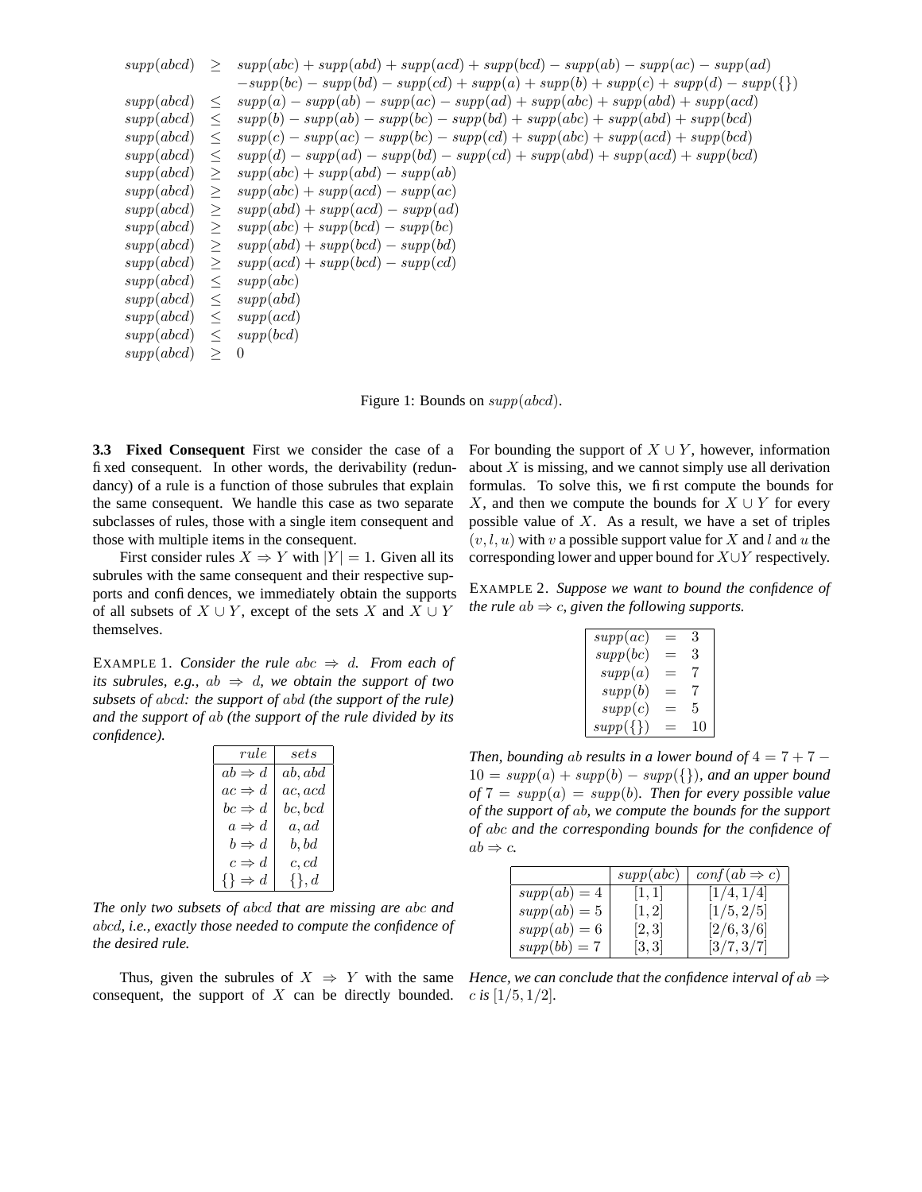$$
\begin{aligned}
supp(abcd) &\geq supp(abc) + supp(abd) + supp(acd) + supp(bcd) - supp(ab) - supp(ac) - supp(ad) \\
&\quad - supp(bc) - supp(bd) - supp(cd) + supp(a) + supp(b) + supp(c) + supp(d) - supp(\{\}) \\
supp(abcd) &\leq supp(a) - supp(ab) - supp(ac) - supp(ad) + supp(abc) + supp(abd) + supp(acd) \\
supp(abcd) &\leq supp(b) - supp(ab) - supp(bc) - supp(bd) + supp(abc) + supp(abd) + supp(bcd) \\
supp(abcd) &\leq supp(c) - supp(ac) - supp(bc) - supp(cd) + supp(abc) + supp(acd) + supp(bcd) \\
supp(abcd) &\leq supp(d) - supp(ad) - supp(bd) - supp(cd) + supp(abd) + supp(acd) + supp(bcd) \\
supp(abcd) &\geq supp(abc) + supp(abd) - supp(ab) \\
supp(abcd) &\geq supp(abc) + supp(acd) - supp(ac) \\
supp(abcd) &\geq supp(abd) + supp(acd) - supp(ad) \\
supp(abcd) &\geq supp(abc) + supp(bcd) - supp(bc) \\
supp(abcd) &\geq supp(abd) + supp(bcd) - supp(bd) \\
supp(abcd) &\geq supp(acd) + supp(bcd) - supp(cd) \\
supp(abcd) &\leq supp(abc) \\
supp(abcd) &\leq supp(abd) \\
supp(abcd) &\leq supp(acd) \\
supp(abcd) &\leq supp(bcd) \\
supp(abcd) &\geq 0
\end{aligned}
$$

Figure 1: Bounds on $supp(abcd)$.

**3.3 Fixed Consequent** First we consider the case of a fixed consequent. In other words, the derivability (redundancy) of a rule is a function of those subrules that explain the same consequent. We handle this case as two separate subclasses of rules, those with a single item consequent and those with multiple items in the consequent.

First consider rules $X \Rightarrow Y$ with $|Y| = 1$. Given all its subrules with the same consequent and their respective supports and confidences, we immediately obtain the supports of all subsets of $X \cup Y$, except of the sets $X$ and $X \cup Y$ themselves.

EXAMPLE 1. *Consider the rule $abc \Rightarrow d$. From each of its subrules, e.g., $ab \Rightarrow d$, we obtain the support of two subsets of $abcd$: the support of $abd$ (the support of the rule) and the support of $ab$ (the support of the rule divided by its confidence).*

| $rule$ | $sets$ |
|---|---|
| $ab \Rightarrow d$ | $ab, abd$ |
| $ac \Rightarrow d$ | $ac, acd$ |
| $bc \Rightarrow d$ | $bc, bcd$ |
| $a \Rightarrow d$ | $a, ad$ |
| $b \Rightarrow d$ | $b, bd$ |
| $c \Rightarrow d$ | $c, cd$ |
| $\{\} \Rightarrow d$ | $\{\}, d$ |

*The only two subsets of $abcd$ that are missing are $abc$ and $abcd$, i.e., exactly those needed to compute the confidence of the desired rule.*

Thus, given the subrules of $X \Rightarrow Y$ with the same consequent, the support of $X$ can be directly bounded. For bounding the support of $X \cup Y$, however, information about $X$ is missing, and we cannot simply use all derivation formulas. To solve this, we first compute the bounds for $X$, and then we compute the bounds for $X \cup Y$ for every possible value of $X$. As a result, we have a set of triples $(v, l, u)$ with $v$ a possible support value for $X$ and $l$ and $u$ the corresponding lower and upper bound for $X \cup Y$ respectively.

EXAMPLE 2. *Suppose we want to bound the confidence of the rule $ab \Rightarrow c$, given the following supports.*

| | | |
|---|---|---|
| $supp(ac)$ | $=$ | 3 |
| $supp(bc)$ | $=$ | 3 |
| $supp(a)$ | $=$ | 7 |
| $supp(b)$ | $=$ | 7 |
| $supp(c)$ | $=$ | 5 |
| $supp(\{\})$ | $=$ | 10 |

*Then, bounding $ab$ results in a lower bound of $4 = 7 + 7 - 10 = supp(a) + supp(b) - supp(\{\})$, and an upper bound of $7 = supp(a) = supp(b)$. Then for every possible value of the support of $ab$, we compute the bounds for the support of $abc$ and the corresponding bounds for the confidence of $ab \Rightarrow c$.*

| | $supp(abc)$ | $conf(ab \Rightarrow c)$ |
|---|---|---|
| $supp(ab) = 4$ | $[1, 1]$ | $[1/4, 1/4]$ |
| $supp(ab) = 5$ | $[1, 2]$ | $[1/5, 2/5]$ |
| $supp(ab) = 6$ | $[2, 3]$ | $[2/6, 3/6]$ |
| $supp(bb) = 7$ | $[3, 3]$ | $[3/7, 3/7]$ |

*Hence, we can conclude that the confidence interval of $ab \Rightarrow c$ is $[1/5, 1/2]$.*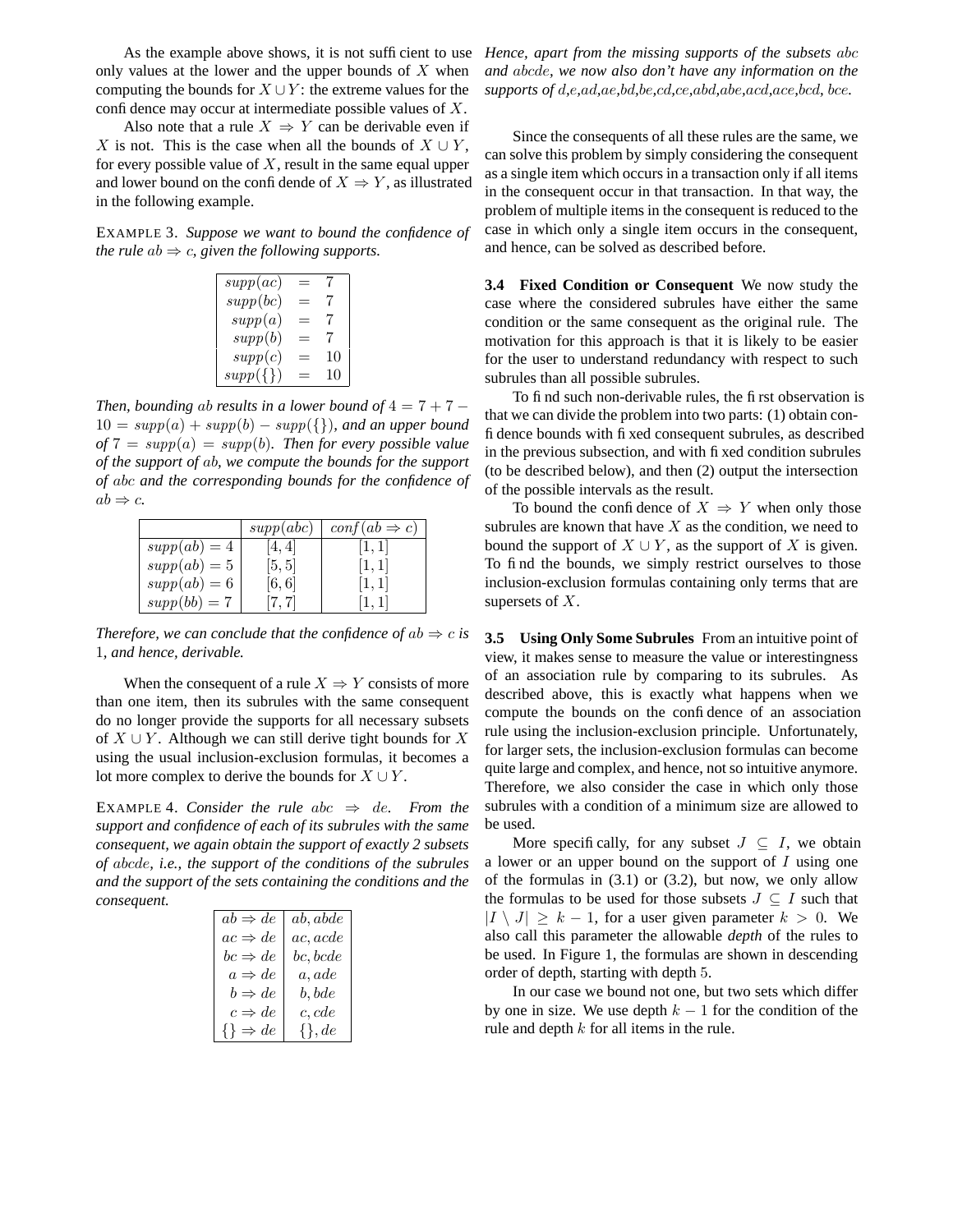As the example above shows, it is not sufficient to use only values at the lower and the upper bounds of $X$ when computing the bounds for $X \cup Y$: the extreme values for the confidence may occur at intermediate possible values of $X$.

Also note that a rule $X \Rightarrow Y$ can be derivable even if $X$ is not. This is the case when all the bounds of $X \cup Y$, for every possible value of $X$, result in the same equal upper and lower bound on the confidende of $X \Rightarrow Y$, as illustrated in the following example.

EXAMPLE 3. *Suppose we want to bound the confidence of the rule $ab \Rightarrow c$, given the following supports.*

| | | |
|---|---|---|
| $supp(ac)$ | $=$ | $7$ |
| $supp(bc)$ | $=$ | $7$ |
| $supp(a)$ | $=$ | $7$ |
| $supp(b)$ | $=$ | $7$ |
| $supp(c)$ | $=$ | $10$ |
| $supp(\{\})$ | $=$ | $10$ |

*Then, bounding $ab$ results in a lower bound of $4 = 7 + 7 - 10 = supp(a) + supp(b) - supp(\{\})$, and an upper bound of $7 = supp(a) = supp(b)$. Then for every possible value of the support of $ab$, we compute the bounds for the support of $abc$ and the corresponding bounds for the confidence of $ab \Rightarrow c$.*

| | $supp(abc)$ | $conf(ab \Rightarrow c)$ |
|---|---|---|
| $supp(ab) = 4$ | $[4, 4]$ | $[1, 1]$ |
| $supp(ab) = 5$ | $[5, 5]$ | $[1, 1]$ |
| $supp(ab) = 6$ | $[6, 6]$ | $[1, 1]$ |
| $supp(bb) = 7$ | $[7, 7]$ | $[1, 1]$ |

*Therefore, we can conclude that the confidence of $ab \Rightarrow c$ is 1, and hence, derivable.*

When the consequent of a rule $X \Rightarrow Y$ consists of more than one item, then its subrules with the same consequent do no longer provide the supports for all necessary subsets of $X \cup Y$. Although we can still derive tight bounds for $X$ using the usual inclusion-exclusion formulas, it becomes a lot more complex to derive the bounds for $X \cup Y$.

EXAMPLE 4. *Consider the rule $abc \Rightarrow de$. From the support and confidence of each of its subrules with the same consequent, we again obtain the support of exactly 2 subsets of $abcde$, i.e., the support of the conditions of the subrules and the support of the sets containing the conditions and the consequent.*

| | |
|---|---|
| $ab \Rightarrow de$ | $ab, abde$ |
| $ac \Rightarrow de$ | $ac, acde$ |
| $bc \Rightarrow de$ | $bc, bcde$ |
| $a \Rightarrow de$ | $a, ade$ |
| $b \Rightarrow de$ | $b, bde$ |
| $c \Rightarrow de$ | $c, cde$ |
| $\{\} \Rightarrow de$ | $\{\}, de$ |

*Hence, apart from the missing supports of the subsets $abc$ and $abcde$, we now also don't have any information on the supports of $d$,$e$,$ad$,$ae$,$bd$,$be$,$cd$,$ce$,$abd$,$abe$,$acd$,$ace$,$bcd$, $bce$.*

Since the consequents of all these rules are the same, we can solve this problem by simply considering the consequent as a single item which occurs in a transaction only if all items in the consequent occur in that transaction. In that way, the problem of multiple items in the consequent is reduced to the case in which only a single item occurs in the consequent, and hence, can be solved as described before.

**3.4 Fixed Condition or Consequent** We now study the case where the considered subrules have either the same condition or the same consequent as the original rule. The motivation for this approach is that it is likely to be easier for the user to understand redundancy with respect to such subrules than all possible subrules.

To find such non-derivable rules, the first observation is that we can divide the problem into two parts: (1) obtain confidence bounds with fixed consequent subrules, as described in the previous subsection, and with fixed condition subrules (to be described below), and then (2) output the intersection of the possible intervals as the result.

To bound the confidence of $X \Rightarrow Y$ when only those subrules are known that have $X$ as the condition, we need to bound the support of $X \cup Y$, as the support of $X$ is given. To find the bounds, we simply restrict ourselves to those inclusion-exclusion formulas containing only terms that are supersets of $X$.

**3.5 Using Only Some Subrules** From an intuitive point of view, it makes sense to measure the value or interestingness of an association rule by comparing to its subrules. As described above, this is exactly what happens when we compute the bounds on the confidence of an association rule using the inclusion-exclusion principle. Unfortunately, for larger sets, the inclusion-exclusion formulas can become quite large and complex, and hence, not so intuitive anymore. Therefore, we also consider the case in which only those subrules with a condition of a minimum size are allowed to be used.

More specifically, for any subset $J \subseteq I$, we obtain a lower or an upper bound on the support of $I$ using one of the formulas in (3.1) or (3.2), but now, we only allow the formulas to be used for those subsets $J \subseteq I$ such that $|I \setminus J| \geq k - 1$, for a user given parameter $k > 0$. We also call this parameter the allowable *depth* of the rules to be used. In Figure 1, the formulas are shown in descending order of depth, starting with depth $5$.

In our case we bound not one, but two sets which differ by one in size. We use depth $k - 1$ for the condition of the rule and depth $k$ for all items in the rule.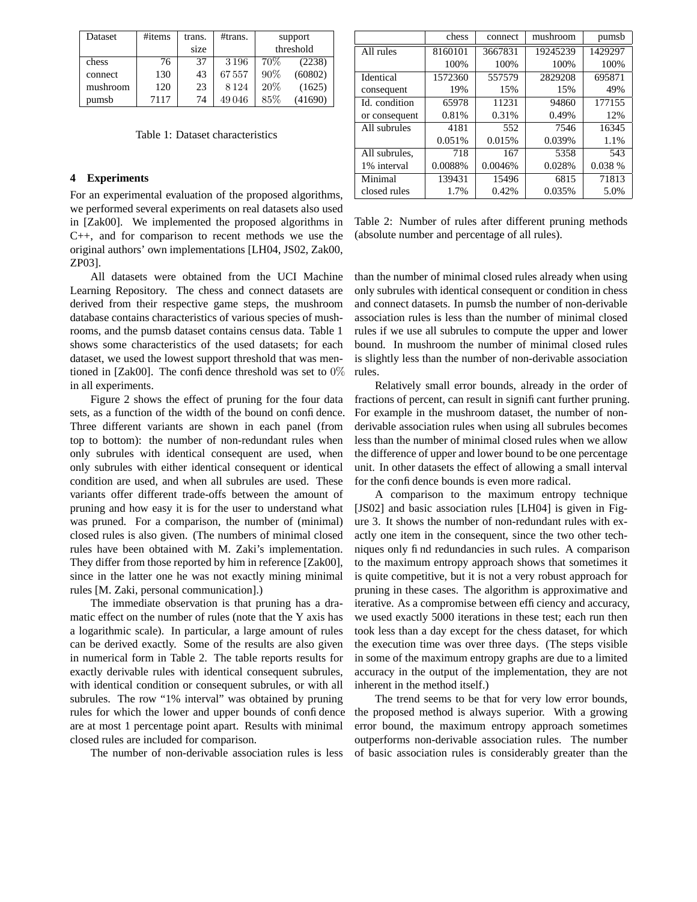| Dataset | #items | trans. size | #trans. | support threshold | |
|---|---|---|---|---|---|
| chess | 76 | 37 | 3 196 | 70% | (2238) |
| connect | 130 | 43 | 67 557 | 90% | (60802) |
| mushroom | 120 | 23 | 8 124 | 20% | (1625) |
| pumsb | 7117 | 74 | 49 046 | 85% | (41690) |

Table 1: Dataset characteristics

## 4 Experiments

For an experimental evaluation of the proposed algorithms, we performed several experiments on real datasets also used in [Zak00]. We implemented the proposed algorithms in C++, and for comparison to recent methods we use the original authors' own implementations [LH04, JS02, Zak00, ZP03].

All datasets were obtained from the UCI Machine Learning Repository. The chess and connect datasets are derived from their respective game steps, the mushroom database contains characteristics of various species of mushrooms, and the pumsb dataset contains census data. Table 1 shows some characteristics of the used datasets; for each dataset, we used the lowest support threshold that was mentioned in [Zak00]. The confidence threshold was set to 0% in all experiments.

Figure 2 shows the effect of pruning for the four data sets, as a function of the width of the bound on confidence. Three different variants are shown in each panel (from top to bottom): the number of non-redundant rules when only subrules with identical consequent are used, when only subrules with either identical consequent or identical condition are used, and when all subrules are used. These variants offer different trade-offs between the amount of pruning and how easy it is for the user to understand what was pruned. For a comparison, the number of (minimal) closed rules is also given. (The numbers of minimal closed rules have been obtained with M. Zaki's implementation. They differ from those reported by him in reference [Zak00], since in the latter one he was not exactly mining minimal rules [M. Zaki, personal communication].)

The immediate observation is that pruning has a dramatic effect on the number of rules (note that the Y axis has a logarithmic scale). In particular, a large amount of rules can be derived exactly. Some of the results are also given in numerical form in Table 2. The table reports results for exactly derivable rules with identical consequent subrules, with identical condition or consequent subrules, or with all subrules. The row "1% interval" was obtained by pruning rules for which the lower and upper bounds of confidence are at most 1 percentage point apart. Results with minimal closed rules are included for comparison.

The number of non-derivable association rules is less than the number of minimal closed rules already when using only subrules with identical consequent or condition in chess and connect datasets. In pumsb the number of non-derivable association rules is less than the number of minimal closed rules if we use all subrules to compute the upper and lower bound. In mushroom the number of minimal closed rules is slightly less than the number of non-derivable association rules.

| | chess | connect | mushroom | pumsb |
|---|---|---|---|---|
| All rules | 8160101 | 3667831 | 19245239 | 1429297 |
| | 100% | 100% | 100% | 100% |
| Identical consequent | 1572360 | 557579 | 2829208 | 695871 |
| | 19% | 15% | 15% | 49% |
| Id. condition or consequent | 65978 | 11231 | 94860 | 177155 |
| | 0.81% | 0.31% | 0.49% | 12% |
| All subrules | 4181 | 552 | 7546 | 16345 |
| | 0.051% | 0.015% | 0.039% | 1.1% |
| All subrules, 1% interval | 718 | 167 | 5358 | 543 |
| | 0.0088% | 0.0046% | 0.028% | 0.038 % |
| Minimal closed rules | 139431 | 15496 | 6815 | 71813 |
| | 1.7% | 0.42% | 0.035% | 5.0% |

Table 2: Number of rules after different pruning methods (absolute number and percentage of all rules).

Relatively small error bounds, already in the order of fractions of percent, can result in significant further pruning. For example in the mushroom dataset, the number of non-derivable association rules when using all subrules becomes less than the number of minimal closed rules when we allow the difference of upper and lower bound to be one percentage unit. In other datasets the effect of allowing a small interval for the confidence bounds is even more radical.

A comparison to the maximum entropy technique [JS02] and basic association rules [LH04] is given in Figure 3. It shows the number of non-redundant rules with exactly one item in the consequent, since the two other techniques only find redundancies in such rules. A comparison to the maximum entropy approach shows that sometimes it is quite competitive, but it is not a very robust approach for pruning in these cases. The algorithm is approximative and iterative. As a compromise between efficiency and accuracy, we used exactly 5000 iterations in these test; each run then took less than a day except for the chess dataset, for which the execution time was over three days. (The steps visible in some of the maximum entropy graphs are due to a limited accuracy in the output of the implementation, they are not inherent in the method itself.)

The trend seems to be that for very low error bounds, the proposed method is always superior. With a growing error bound, the maximum entropy approach sometimes outperforms non-derivable association rules. The number of basic association rules is considerably greater than the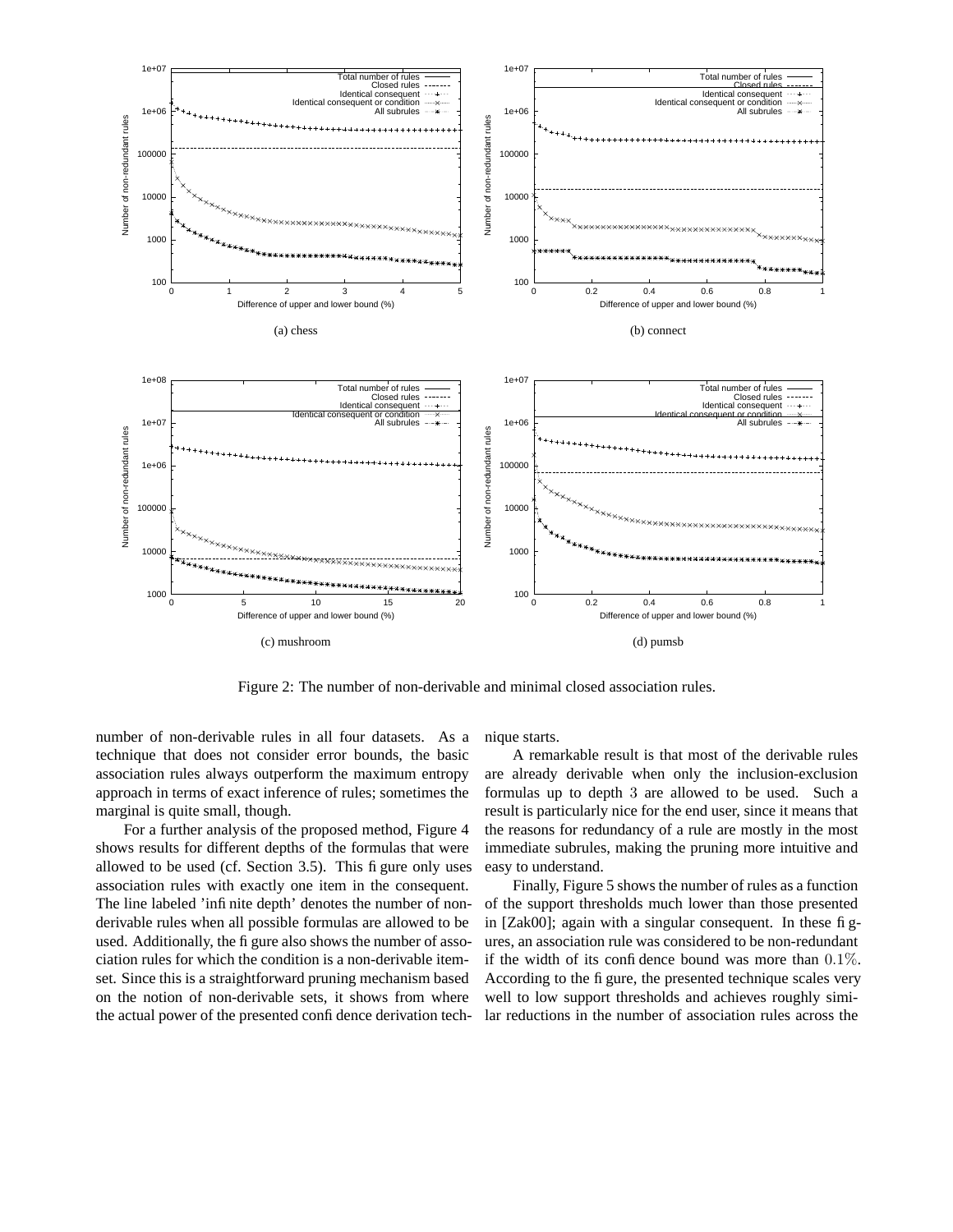(a) chess

(b) connect

(c) mushroom

(d) pumsb

Figure 2: The number of non-derivable and minimal closed association rules.

number of non-derivable rules in all four datasets. As a technique that does not consider error bounds, the basic association rules always outperform the maximum entropy approach in terms of exact inference of rules; sometimes the marginal is quite small, though.

For a further analysis of the proposed method, Figure 4 shows results for different depths of the formulas that were allowed to be used (cf. Section 3.5). This figure only uses association rules with exactly one item in the consequent. The line labeled 'infinite depth' denotes the number of non-derivable rules when all possible formulas are allowed to be used. Additionally, the figure also shows the number of association rules for which the condition is a non-derivable itemset. Since this is a straightforward pruning mechanism based on the notion of non-derivable sets, it shows from where the actual power of the presented confidence derivation technique starts.

A remarkable result is that most of the derivable rules are already derivable when only the inclusion-exclusion formulas up to depth $3$ are allowed to be used. Such a result is particularly nice for the end user, since it means that the reasons for redundancy of a rule are mostly in the most immediate subrules, making the pruning more intuitive and easy to understand.

Finally, Figure 5 shows the number of rules as a function of the support thresholds much lower than those presented in [Zak00]; again with a singular consequent. In these figures, an association rule was considered to be non-redundant if the width of its confidence bound was more than $0.1\%$. According to the figure, the presented technique scales very well to low support thresholds and achieves roughly similar reductions in the number of association rules across the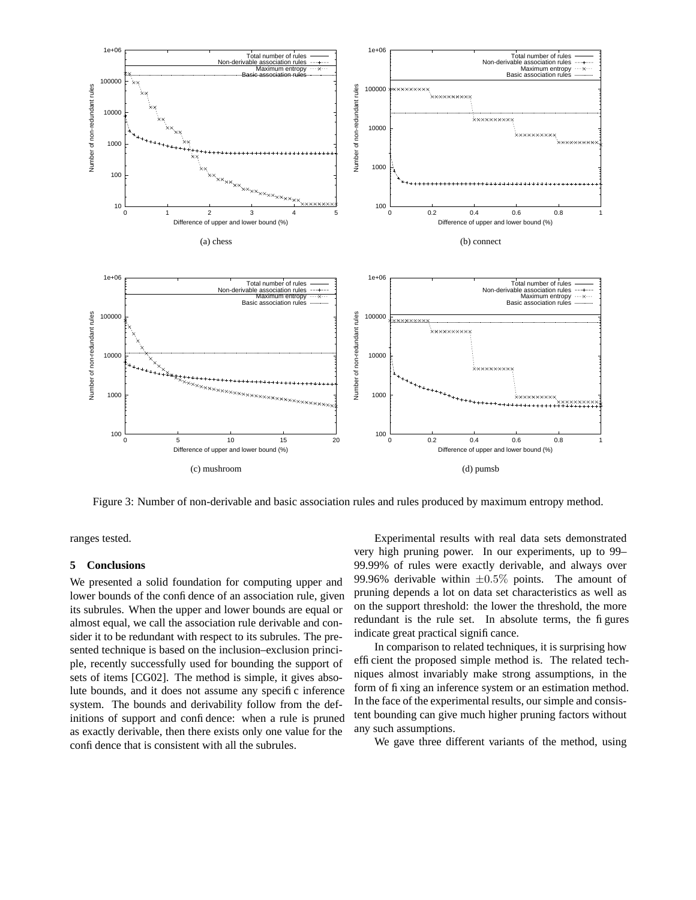(a) chess

(b) connect

(c) mushroom

(d) pumsb

Figure 3: Number of non-derivable and basic association rules and rules produced by maximum entropy method.

ranges tested.

## 5 Conclusions

We presented a solid foundation for computing upper and lower bounds of the confidence of an association rule, given its subrules. When the upper and lower bounds are equal or almost equal, we call the association rule derivable and consider it to be redundant with respect to its subrules. The presented technique is based on the inclusion–exclusion principle, recently successfully used for bounding the support of sets of items [CG02]. The method is simple, it gives absolute bounds, and it does not assume any specific inference system. The bounds and derivability follow from the definitions of support and confidence: when a rule is pruned as exactly derivable, then there exists only one value for the confidence that is consistent with all the subrules.

Experimental results with real data sets demonstrated very high pruning power. In our experiments, up to 99–99.99% of rules were exactly derivable, and always over 99.96% derivable within $\pm 0.5\%$ points. The amount of pruning depends a lot on data set characteristics as well as on the support threshold: the lower the threshold, the more redundant is the rule set. In absolute terms, the figures indicate great practical significance.

In comparison to related techniques, it is surprising how efficient the proposed simple method is. The related techniques almost invariably make strong assumptions, in the form of fixing an inference system or an estimation method. In the face of the experimental results, our simple and consistent bounding can give much higher pruning factors without any such assumptions.

We gave three different variants of the method, using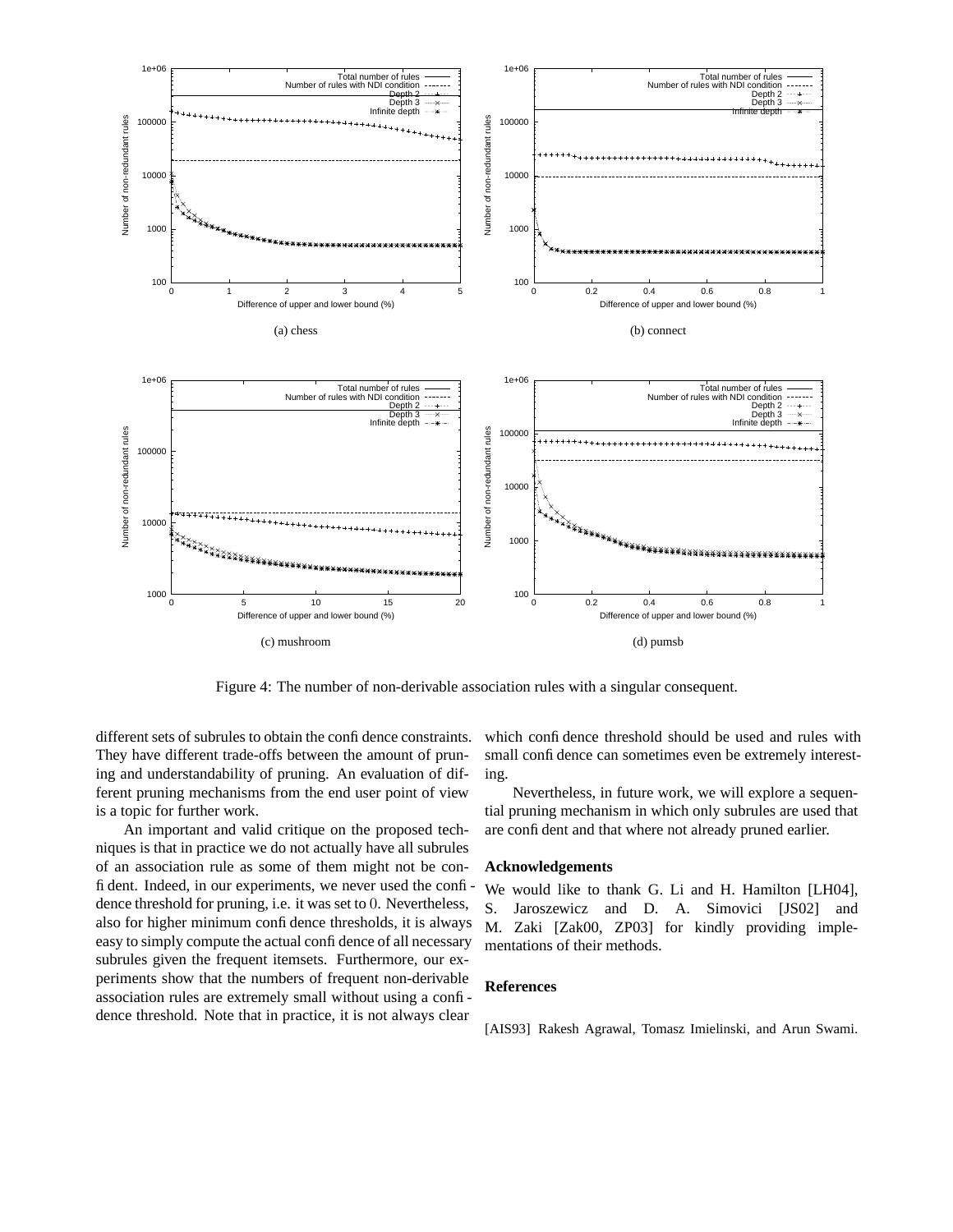(a) chess

(b) connect

(c) mushroom

(d) pumsb

Figure 4: The number of non-derivable association rules with a singular consequent.

different sets of subrules to obtain the confidence constraints. They have different trade-offs between the amount of pruning and understandability of pruning. An evaluation of different pruning mechanisms from the end user point of view is a topic for further work.

An important and valid critique on the proposed techniques is that in practice we do not actually have all subrules of an association rule as some of them might not be confident. Indeed, in our experiments, we never used the confidence threshold for pruning, i.e. it was set to 0. Nevertheless, also for higher minimum confidence thresholds, it is always easy to simply compute the actual confidence of all necessary subrules given the frequent itemsets. Furthermore, our experiments show that the numbers of frequent non-derivable association rules are extremely small without using a confidence threshold. Note that in practice, it is not always clear which confidence threshold should be used and rules with small confidence can sometimes even be extremely interesting.

Nevertheless, in future work, we will explore a sequential pruning mechanism in which only subrules are used that are confident and that where not already pruned earlier.

## Acknowledgements

We would like to thank G. Li and H. Hamilton [LH04], S. Jaroszewicz and D. A. Simovici [JS02] and M. Zaki [Zak00, ZP03] for kindly providing implementations of their methods.

## References

[AIS93] Rakesh Agrawal, Tomasz Imielinski, and Arun Swami.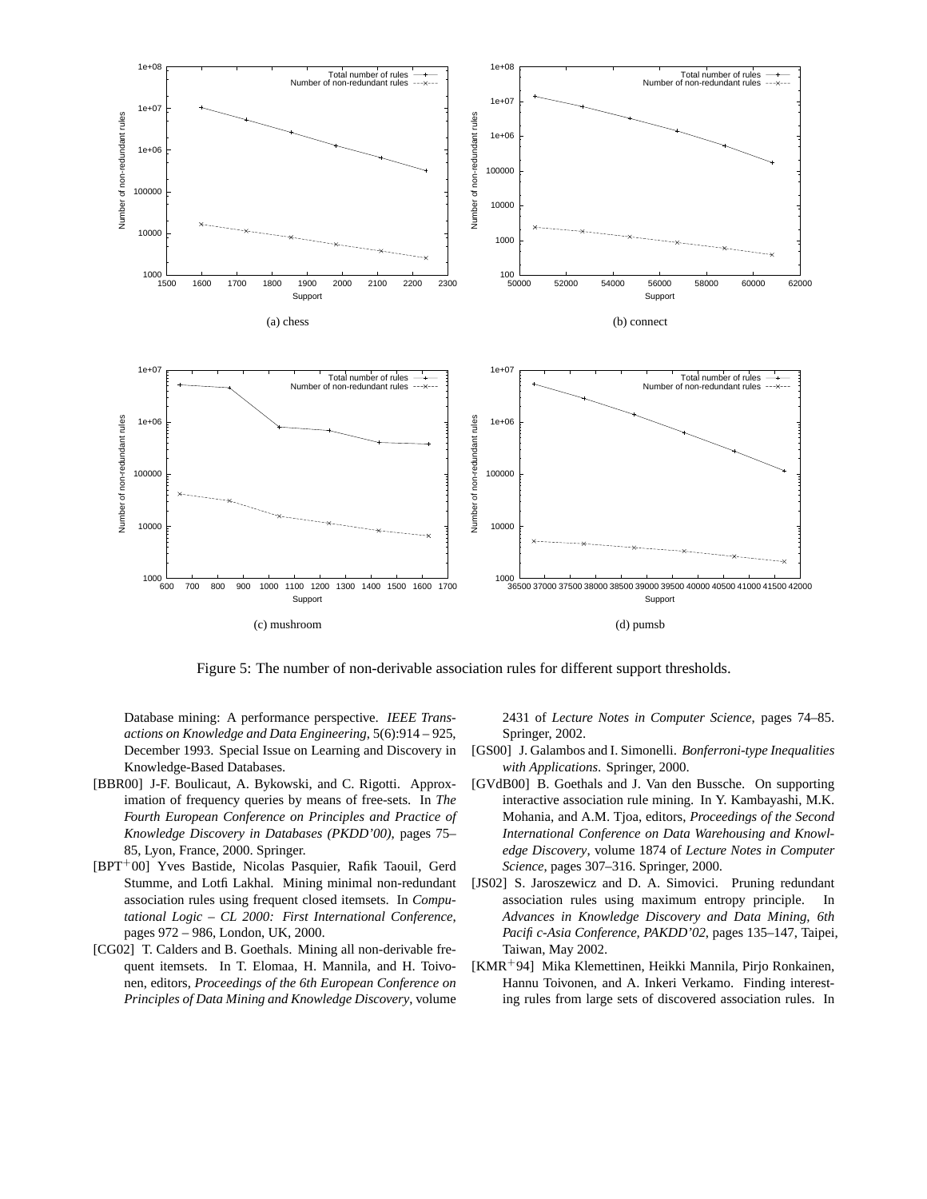(a) chess

(b) connect

(c) mushroom

(d) pumsb

Figure 5: The number of non-derivable association rules for different support thresholds.

Database mining: A performance perspective. *IEEE Transactions on Knowledge and Data Engineering*, 5(6):914 – 925, December 1993. Special Issue on Learning and Discovery in Knowledge-Based Databases.

[BBR00] J-F. Boulicaut, A. Bykowski, and C. Rigotti. Approximation of frequency queries by means of free-sets. In *The Fourth European Conference on Principles and Practice of Knowledge Discovery in Databases (PKDD'00)*, pages 75–85, Lyon, France, 2000. Springer.

[BPT+00] Yves Bastide, Nicolas Pasquier, Rafik Taouil, Gerd Stumme, and Lotfi Lakhal. Mining minimal non-redundant association rules using frequent closed itemsets. In *Computational Logic – CL 2000: First International Conference*, pages 972 – 986, London, UK, 2000.

[CG02] T. Calders and B. Goethals. Mining all non-derivable frequent itemsets. In T. Elomaa, H. Mannila, and H. Toivonen, editors, *Proceedings of the 6th European Conference on Principles of Data Mining and Knowledge Discovery*, volume 2431 of *Lecture Notes in Computer Science*, pages 74–85. Springer, 2002.

[GS00] J. Galambos and I. Simonelli. *Bonferroni-type Inequalities with Applications*. Springer, 2000.

[GVdB00] B. Goethals and J. Van den Bussche. On supporting interactive association rule mining. In Y. Kambayashi, M.K. Mohania, and A.M. Tjoa, editors, *Proceedings of the Second International Conference on Data Warehousing and Knowledge Discovery*, volume 1874 of *Lecture Notes in Computer Science*, pages 307–316. Springer, 2000.

[JS02] S. Jaroszewicz and D. A. Simovici. Pruning redundant association rules using maximum entropy principle. In *Advances in Knowledge Discovery and Data Mining, 6th Pacific-Asia Conference, PAKDD'02*, pages 135–147, Taipei, Taiwan, May 2002.

[KMR+94] Mika Klemettinen, Heikki Mannila, Pirjo Ronkainen, Hannu Toivonen, and A. Inkeri Verkamo. Finding interesting rules from large sets of discovered association rules. In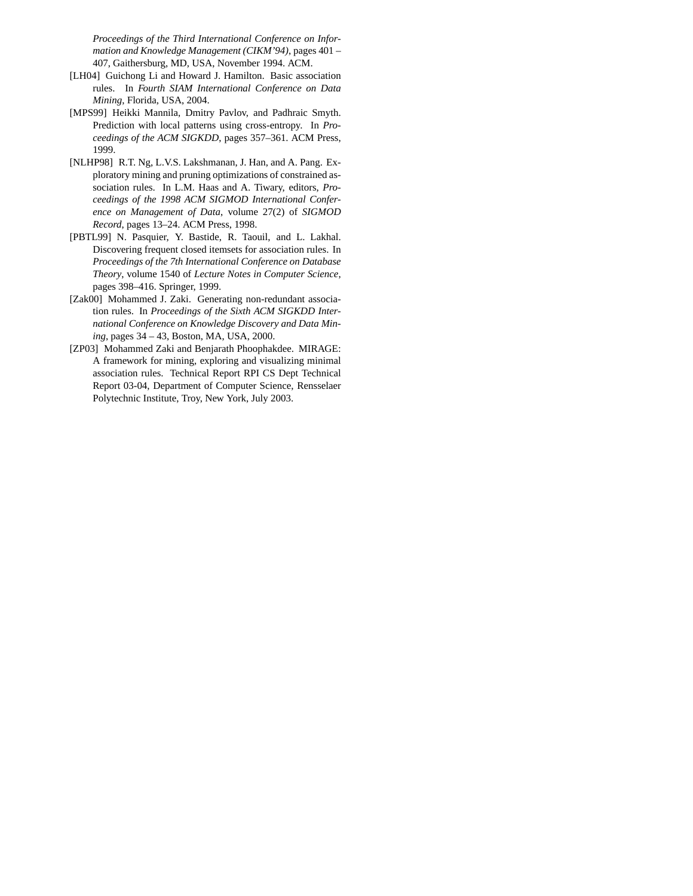*Proceedings of the Third International Conference on Information and Knowledge Management (CIKM'94)*, pages 401 – 407, Gaithersburg, MD, USA, November 1994. ACM.

[LH04] Guichong Li and Howard J. Hamilton. Basic association rules. In *Fourth SIAM International Conference on Data Mining*, Florida, USA, 2004.

[MPS99] Heikki Mannila, Dmitry Pavlov, and Padhraic Smyth. Prediction with local patterns using cross-entropy. In *Proceedings of the ACM SIGKDD*, pages 357–361. ACM Press, 1999.

[NLHP98] R.T. Ng, L.V.S. Lakshmanan, J. Han, and A. Pang. Exploratory mining and pruning optimizations of constrained association rules. In L.M. Haas and A. Tiwary, editors, *Proceedings of the 1998 ACM SIGMOD International Conference on Management of Data*, volume 27(2) of *SIGMOD Record*, pages 13–24. ACM Press, 1998.

[PBTL99] N. Pasquier, Y. Bastide, R. Taouil, and L. Lakhal. Discovering frequent closed itemsets for association rules. In *Proceedings of the 7th International Conference on Database Theory*, volume 1540 of *Lecture Notes in Computer Science*, pages 398–416. Springer, 1999.

[Zak00] Mohammed J. Zaki. Generating non-redundant association rules. In *Proceedings of the Sixth ACM SIGKDD International Conference on Knowledge Discovery and Data Mining*, pages 34 – 43, Boston, MA, USA, 2000.

[ZP03] Mohammed Zaki and Benjarath Phoophakdee. MIRAGE: A framework for mining, exploring and visualizing minimal association rules. Technical Report RPI CS Dept Technical Report 03-04, Department of Computer Science, Rensselaer Polytechnic Institute, Troy, New York, July 2003.